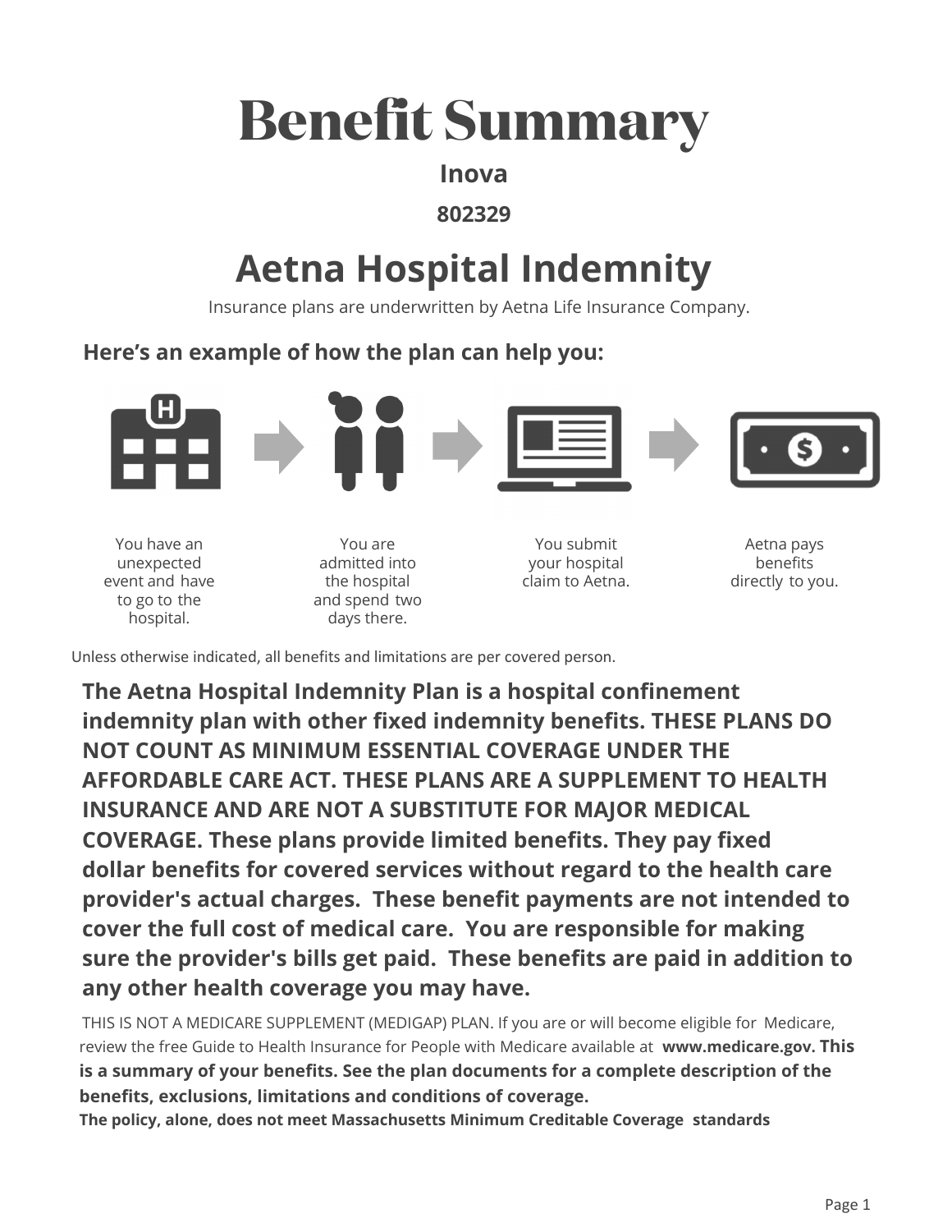# Benefit Summary

**Inova**

**802329**

## Aetna Hospital Indemnity

Insurance plans are underwritten by Aetna Life Insurance Company.

### Here's an example of how the plan can help you:

You have an unexpected event and have to go to the hospital.

You are admitted into the hospital and spend two days there.

You submit your hospital claim to Aetna.

Aetna pays benefits directly to you.

Unless otherwise indicated, all benefits and limitations are per covered person.

**The Aetna Hospital Indemnity Plan is a hospital confinement indemnity plan with other fixed indemnity benefits. THESE PLANS DO NOT COUNT AS MINIMUM ESSENTIAL COVERAGE UNDER THE AFFORDABLE CARE ACT. THESE PLANS ARE A SUPPLEMENT TO HEALTH INSURANCE AND ARE NOT A SUBSTITUTE FOR MAJOR MEDICAL COVERAGE. These plans provide limited benefits. They pay fixed dollar benefits for covered services without regard to the health care provider's actual charges. These benefit payments are not intended to cover the full cost of medical care. You are responsible for making sure the provider's bills get paid. These benefits are paid in addition to any other health coverage you may have.**

THIS IS NOT A MEDICARE SUPPLEMENT (MEDIGAP) PLAN. If you are or will become eligible for Medicare, review the free Guide to Health Insurance for People with Medicare available at **www.medicare.gov. This is a summary of your benefits. See the plan documents for a complete description of the benefits, exclusions, limitations and conditions of coverage.**

**The policy, alone, does not meet Massachusetts Minimum Creditable Coverage standards**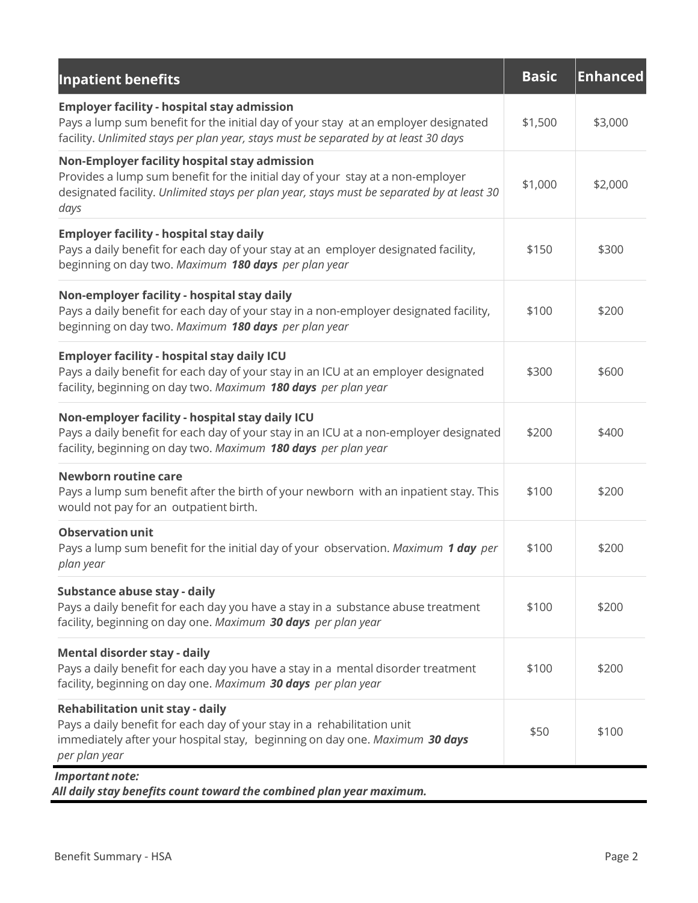| Inpatient benefits | Basic | Enhanced |
|---|---|---|
| **Employer facility - hospital stay admission**<br>Pays a lump sum benefit for the initial day of your stay at an employer designated facility. *Unlimited stays per plan year, stays must be separated by at least 30 days* | $1,500 | $3,000 |
| **Non-Employer facility hospital stay admission**<br>Provides a lump sum benefit for the initial day of your stay at a non-employer designated facility. *Unlimited stays per plan year, stays must be separated by at least 30 days* | $1,000 | $2,000 |
| **Employer facility - hospital stay daily**<br>Pays a daily benefit for each day of your stay at an employer designated facility, beginning on day two. *Maximum **180 days** per plan year* | $150 | $300 |
| **Non-employer facility - hospital stay daily**<br>Pays a daily benefit for each day of your stay in a non-employer designated facility, beginning on day two. *Maximum **180 days** per plan year* | $100 | $200 |
| **Employer facility - hospital stay daily ICU**<br>Pays a daily benefit for each day of your stay in an ICU at an employer designated facility, beginning on day two. *Maximum **180 days** per plan year* | $300 | $600 |
| **Non-employer facility - hospital stay daily ICU**<br>Pays a daily benefit for each day of your stay in an ICU at a non-employer designated facility, beginning on day two. *Maximum **180 days** per plan year* | $200 | $400 |
| **Newborn routine care**<br>Pays a lump sum benefit after the birth of your newborn with an inpatient stay. This would not pay for an outpatient birth. | $100 | $200 |
| **Observation unit**<br>Pays a lump sum benefit for the initial day of your observation. *Maximum **1 day** per plan year* | $100 | $200 |
| **Substance abuse stay - daily**<br>Pays a daily benefit for each day you have a stay in a substance abuse treatment facility, beginning on day one. *Maximum **30 days** per plan year* | $100 | $200 |
| **Mental disorder stay - daily**<br>Pays a daily benefit for each day you have a stay in a mental disorder treatment facility, beginning on day one. *Maximum **30 days** per plan year* | $100 | $200 |
| **Rehabilitation unit stay - daily**<br>Pays a daily benefit for each day of your stay in a rehabilitation unit immediately after your hospital stay, beginning on day one. *Maximum **30 days** per plan year* | $50 | $100 |

***Important note:***
***All daily stay benefits count toward the combined plan year maximum.***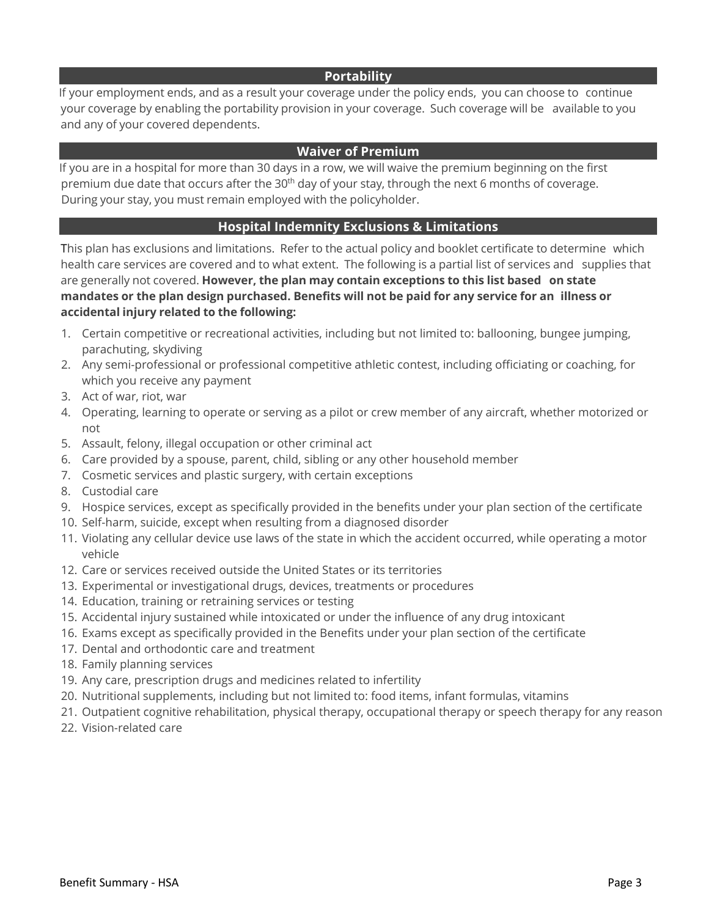## Portability

If your employment ends, and as a result your coverage under the policy ends, you can choose to continue your coverage by enabling the portability provision in your coverage. Such coverage will be available to you and any of your covered dependents.

## Waiver of Premium

If you are in a hospital for more than 30 days in a row, we will waive the premium beginning on the first premium due date that occurs after the 30th day of your stay, through the next 6 months of coverage. During your stay, you must remain employed with the policyholder.

## Hospital Indemnity Exclusions & Limitations

This plan has exclusions and limitations. Refer to the actual policy and booklet certificate to determine which health care services are covered and to what extent. The following is a partial list of services and supplies that are generally not covered. **However, the plan may contain exceptions to this list based on state mandates or the plan design purchased. Benefits will not be paid for any service for an illness or accidental injury related to the following:**

1. Certain competitive or recreational activities, including but not limited to: ballooning, bungee jumping, parachuting, skydiving
2. Any semi-professional or professional competitive athletic contest, including officiating or coaching, for which you receive any payment
3. Act of war, riot, war
4. Operating, learning to operate or serving as a pilot or crew member of any aircraft, whether motorized or not
5. Assault, felony, illegal occupation or other criminal act
6. Care provided by a spouse, parent, child, sibling or any other household member
7. Cosmetic services and plastic surgery, with certain exceptions
8. Custodial care
9. Hospice services, except as specifically provided in the benefits under your plan section of the certificate
10. Self-harm, suicide, except when resulting from a diagnosed disorder
11. Violating any cellular device use laws of the state in which the accident occurred, while operating a motor vehicle
12. Care or services received outside the United States or its territories
13. Experimental or investigational drugs, devices, treatments or procedures
14. Education, training or retraining services or testing
15. Accidental injury sustained while intoxicated or under the influence of any drug intoxicant
16. Exams except as specifically provided in the Benefits under your plan section of the certificate
17. Dental and orthodontic care and treatment
18. Family planning services
19. Any care, prescription drugs and medicines related to infertility
20. Nutritional supplements, including but not limited to: food items, infant formulas, vitamins
21. Outpatient cognitive rehabilitation, physical therapy, occupational therapy or speech therapy for any reason
22. Vision-related care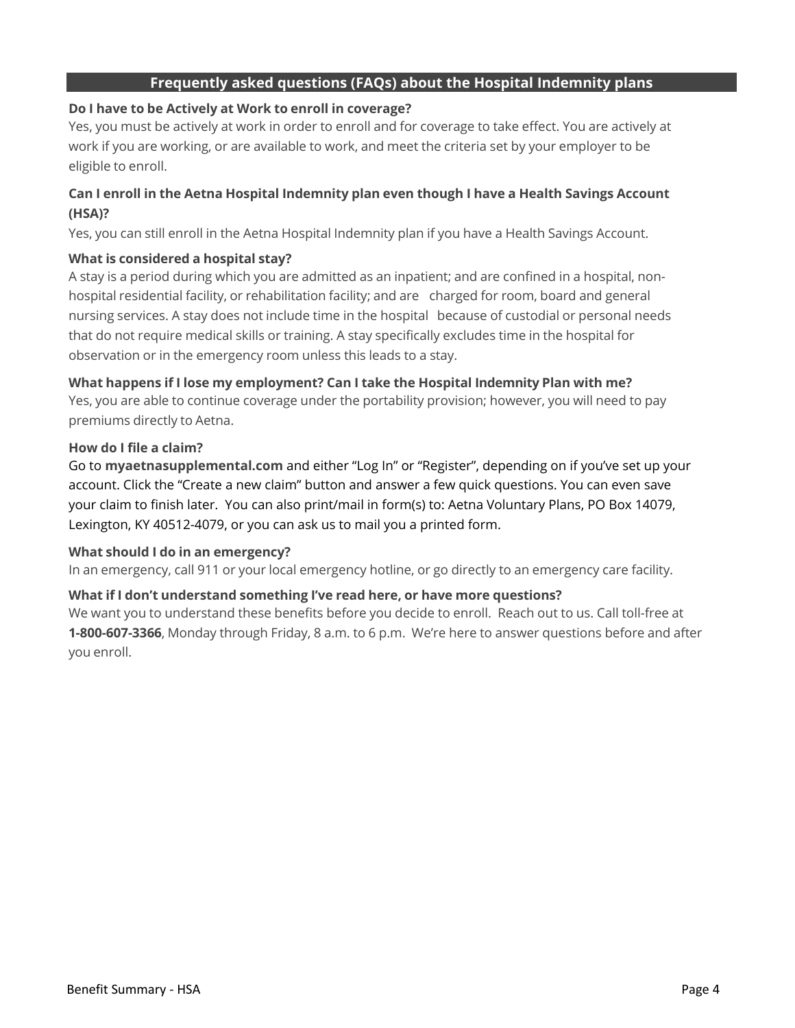## Frequently asked questions (FAQs) about the Hospital Indemnity plans

**Do I have to be Actively at Work to enroll in coverage?**

Yes, you must be actively at work in order to enroll and for coverage to take effect. You are actively at work if you are working, or are available to work, and meet the criteria set by your employer to be eligible to enroll.

**Can I enroll in the Aetna Hospital Indemnity plan even though I have a Health Savings Account (HSA)?**

Yes, you can still enroll in the Aetna Hospital Indemnity plan if you have a Health Savings Account.

**What is considered a hospital stay?**

A stay is a period during which you are admitted as an inpatient; and are confined in a hospital, non-hospital residential facility, or rehabilitation facility; and are charged for room, board and general nursing services. A stay does not include time in the hospital because of custodial or personal needs that do not require medical skills or training. A stay specifically excludes time in the hospital for observation or in the emergency room unless this leads to a stay.

**What happens if I lose my employment? Can I take the Hospital Indemnity Plan with me?**

Yes, you are able to continue coverage under the portability provision; however, you will need to pay premiums directly to Aetna.

**How do I file a claim?**

Go to **myaetnasupplemental.com** and either "Log In" or "Register", depending on if you've set up your account. Click the "Create a new claim" button and answer a few quick questions. You can even save your claim to finish later. You can also print/mail in form(s) to: Aetna Voluntary Plans, PO Box 14079, Lexington, KY 40512-4079, or you can ask us to mail you a printed form.

**What should I do in an emergency?**

In an emergency, call 911 or your local emergency hotline, or go directly to an emergency care facility.

**What if I don't understand something I've read here, or have more questions?**

We want you to understand these benefits before you decide to enroll. Reach out to us. Call toll-free at **1-800-607-3366**, Monday through Friday, 8 a.m. to 6 p.m. We're here to answer questions before and after you enroll.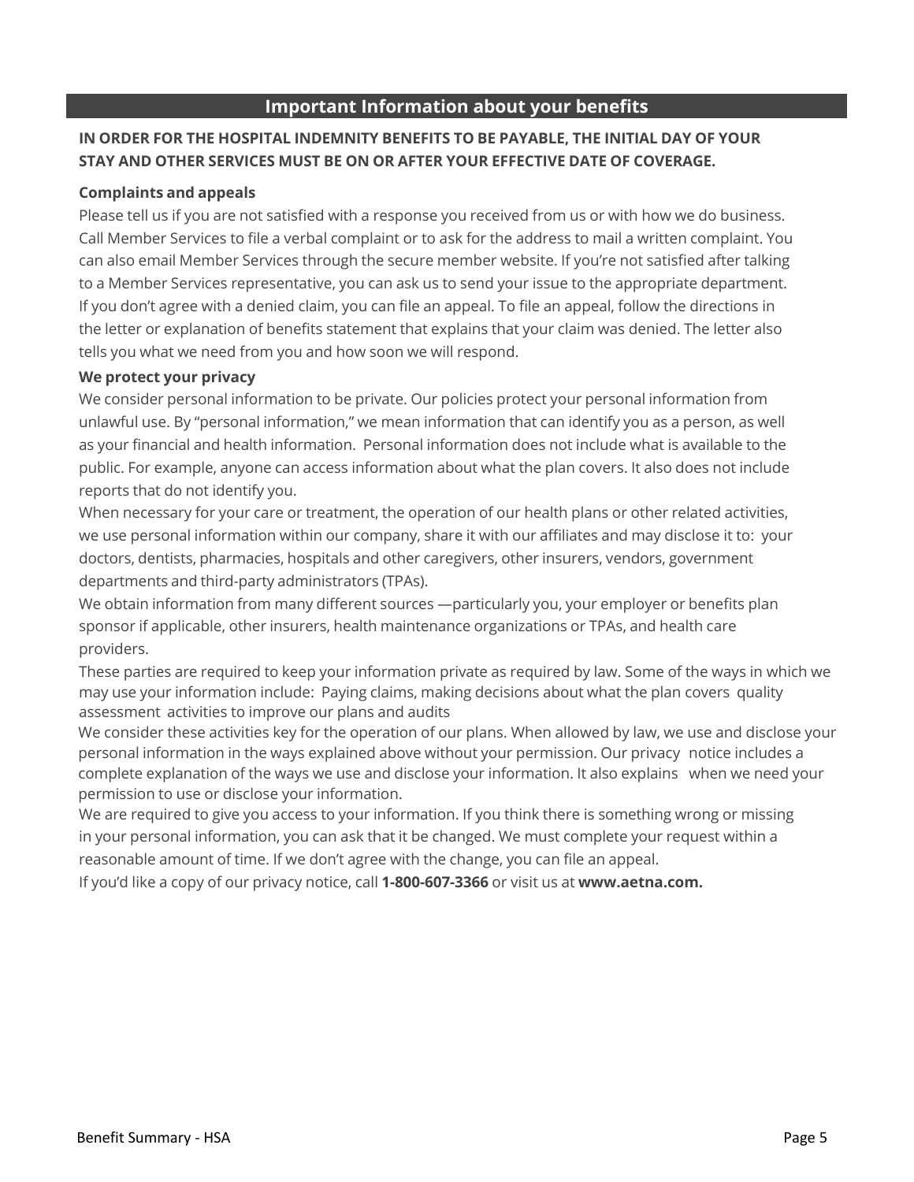## Important Information about your benefits

**IN ORDER FOR THE HOSPITAL INDEMNITY BENEFITS TO BE PAYABLE, THE INITIAL DAY OF YOUR STAY AND OTHER SERVICES MUST BE ON OR AFTER YOUR EFFECTIVE DATE OF COVERAGE.**

**Complaints and appeals**

Please tell us if you are not satisfied with a response you received from us or with how we do business. Call Member Services to file a verbal complaint or to ask for the address to mail a written complaint. You can also email Member Services through the secure member website. If you're not satisfied after talking to a Member Services representative, you can ask us to send your issue to the appropriate department. If you don't agree with a denied claim, you can file an appeal. To file an appeal, follow the directions in the letter or explanation of benefits statement that explains that your claim was denied. The letter also tells you what we need from you and how soon we will respond.

**We protect your privacy**

We consider personal information to be private. Our policies protect your personal information from unlawful use. By "personal information," we mean information that can identify you as a person, as well as your financial and health information. Personal information does not include what is available to the public. For example, anyone can access information about what the plan covers. It also does not include reports that do not identify you.

When necessary for your care or treatment, the operation of our health plans or other related activities, we use personal information within our company, share it with our affiliates and may disclose it to: your doctors, dentists, pharmacies, hospitals and other caregivers, other insurers, vendors, government departments and third-party administrators (TPAs).

We obtain information from many different sources —particularly you, your employer or benefits plan sponsor if applicable, other insurers, health maintenance organizations or TPAs, and health care providers.

These parties are required to keep your information private as required by law. Some of the ways in which we may use your information include: Paying claims, making decisions about what the plan covers quality assessment activities to improve our plans and audits

We consider these activities key for the operation of our plans. When allowed by law, we use and disclose your personal information in the ways explained above without your permission. Our privacy notice includes a complete explanation of the ways we use and disclose your information. It also explains when we need your permission to use or disclose your information.

We are required to give you access to your information. If you think there is something wrong or missing in your personal information, you can ask that it be changed. We must complete your request within a reasonable amount of time. If we don't agree with the change, you can file an appeal.

If you'd like a copy of our privacy notice, call **1-800-607-3366** or visit us at **www.aetna.com.**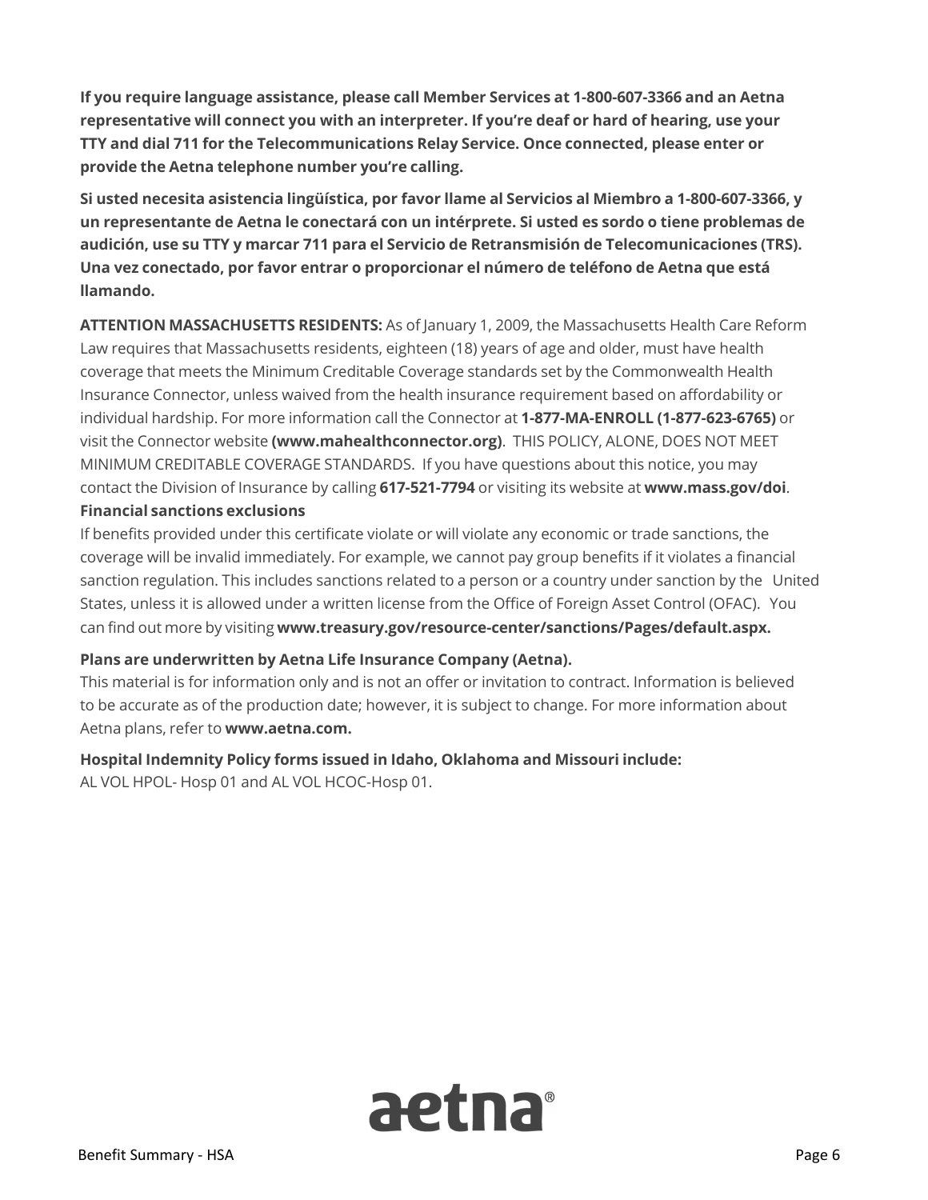**If you require language assistance, please call Member Services at 1-800-607-3366 and an Aetna representative will connect you with an interpreter. If you're deaf or hard of hearing, use your TTY and dial 711 for the Telecommunications Relay Service. Once connected, please enter or provide the Aetna telephone number you're calling.**

**Si usted necesita asistencia lingüística, por favor llame al Servicios al Miembro a 1-800-607-3366, y un representante de Aetna le conectará con un intérprete. Si usted es sordo o tiene problemas de audición, use su TTY y marcar 711 para el Servicio de Retransmisión de Telecomunicaciones (TRS). Una vez conectado, por favor entrar o proporcionar el número de teléfono de Aetna que está llamando.**

**ATTENTION MASSACHUSETTS RESIDENTS:** As of January 1, 2009, the Massachusetts Health Care Reform Law requires that Massachusetts residents, eighteen (18) years of age and older, must have health coverage that meets the Minimum Creditable Coverage standards set by the Commonwealth Health Insurance Connector, unless waived from the health insurance requirement based on affordability or individual hardship. For more information call the Connector at **1-877-MA-ENROLL (1-877-623-6765)** or visit the Connector website **(www.mahealthconnector.org)**. THIS POLICY, ALONE, DOES NOT MEET MINIMUM CREDITABLE COVERAGE STANDARDS. If you have questions about this notice, you may contact the Division of Insurance by calling **617-521-7794** or visiting its website at **www.mass.gov/doi**.

**Financial sanctions exclusions**

If benefits provided under this certificate violate or will violate any economic or trade sanctions, the coverage will be invalid immediately. For example, we cannot pay group benefits if it violates a financial sanction regulation. This includes sanctions related to a person or a country under sanction by the United States, unless it is allowed under a written license from the Office of Foreign Asset Control (OFAC). You can find out more by visiting **www.treasury.gov/resource-center/sanctions/Pages/default.aspx.**

**Plans are underwritten by Aetna Life Insurance Company (Aetna).**

This material is for information only and is not an offer or invitation to contract. Information is believed to be accurate as of the production date; however, it is subject to change. For more information about Aetna plans, refer to **www.aetna.com.**

**Hospital Indemnity Policy forms issued in Idaho, Oklahoma and Missouri include:**

AL VOL HPOL- Hosp 01 and AL VOL HCOC-Hosp 01.

aetna®